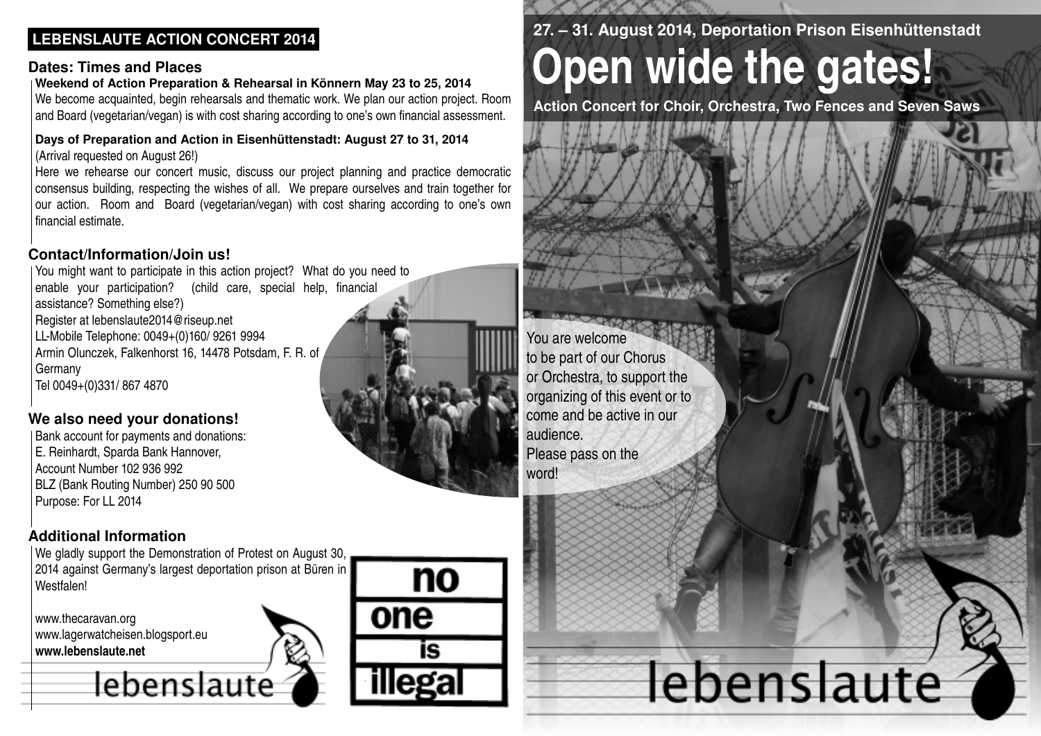## LEBENSLAUTE ACTION CONCERT 2014

### Dates: Times and Places

**Weekend of Action Preparation & Rehearsal in Könnern May 23 to 25, 2014**

We become acquainted, begin rehearsals and thematic work. We plan our action project. Room and Board (vegetarian/vegan) is with cost sharing according to one's own financial assessment.

**Days of Preparation and Action in Eisenhüttenstadt: August 27 to 31, 2014**

(Arrival requested on August 26!)

Here we rehearse our concert music, discuss our project planning and practice democratic consensus building, respecting the wishes of all. We prepare ourselves and train together for our action. Room and Board (vegetarian/vegan) with cost sharing according to one's own financial estimate.

### Contact/Information/Join us!

You might want to participate in this action project? What do you need to enable your participation? (child care, special help, financial assistance? Something else?)

Register at lebenslaute2014@riseup.net

LL-Mobile Telephone: 0049+(0)160/ 9261 9994

Armin Olunczek, Falkenhorst 16, 14478 Potsdam, F. R. of Germany

Tel 0049+(0)331/ 867 4870

### We also need your donations!

Bank account for payments and donations:

E. Reinhardt, Sparda Bank Hannover,

Account Number 102 936 992

BLZ (Bank Routing Number) 250 90 500

Purpose: For LL 2014

### Additional Information

We gladly support the Demonstration of Protest on August 30, 2014 against Germany's largest deportation prison at Büren in Westfalen!

www.thecaravan.org

www.lagerwatcheisen.blogsport.eu

**www.lebenslaute.net**

lebenslaute

no one is illegal

**27. – 31. August 2014, Deportation Prison Eisenhüttenstadt**

# Open wide the gates!

**Action Concert for Choir, Orchestra, Two Fences and Seven Saws**

You are welcome to be part of our Chorus or Orchestra, to support the organizing of this event or to come and be active in our audience.

Please pass on the word!

lebenslaute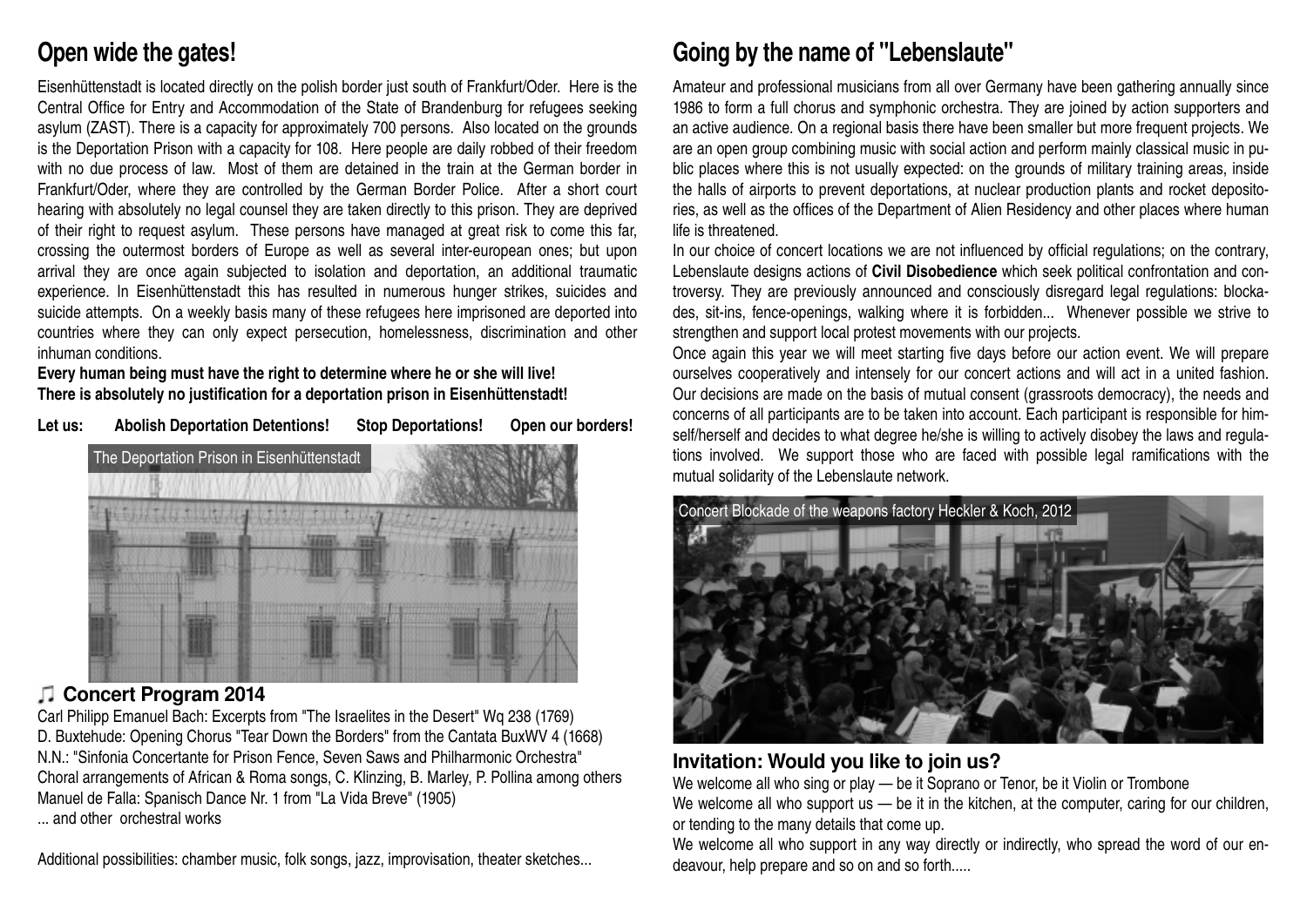## Open wide the gates!

Eisenhüttenstadt is located directly on the polish border just south of Frankfurt/Oder. Here is the Central Office for Entry and Accommodation of the State of Brandenburg for refugees seeking asylum (ZAST). There is a capacity for approximately 700 persons. Also located on the grounds is the Deportation Prison with a capacity for 108. Here people are daily robbed of their freedom with no due process of law. Most of them are detained in the train at the German border in Frankfurt/Oder, where they are controlled by the German Border Police. After a short court hearing with absolutely no legal counsel they are taken directly to this prison. They are deprived of their right to request asylum. These persons have managed at great risk to come this far, crossing the outermost borders of Europe as well as several inter-european ones; but upon arrival they are once again subjected to isolation and deportation, an additional traumatic experience. In Eisenhüttenstadt this has resulted in numerous hunger strikes, suicides and suicide attempts. On a weekly basis many of these refugees here imprisoned are deported into countries where they can only expect persecution, homelessness, discrimination and other inhuman conditions.

**Every human being must have the right to determine where he or she will live!**
**There is absolutely no justification for a deportation prison in Eisenhüttenstadt!**

**Let us: Abolish Deportation Detentions! Stop Deportations! Open our borders!**

The Deportation Prison in Eisenhüttenstadt

### ♫ Concert Program 2014

Carl Philipp Emanuel Bach: Excerpts from "The Israelites in the Desert" Wq 238 (1769)
D. Buxtehude: Opening Chorus "Tear Down the Borders" from the Cantata BuxWV 4 (1668)
N.N.: "Sinfonia Concertante for Prison Fence, Seven Saws and Philharmonic Orchestra"
Choral arrangements of African & Roma songs, C. Klinzing, B. Marley, P. Pollina among others
Manuel de Falla: Spanisch Dance Nr. 1 from "La Vida Breve" (1905)
... and other orchestral works

Additional possibilities: chamber music, folk songs, jazz, improvisation, theater sketches...

## Going by the name of "Lebenslaute"

Amateur and professional musicians from all over Germany have been gathering annually since 1986 to form a full chorus and symphonic orchestra. They are joined by action supporters and an active audience. On a regional basis there have been smaller but more frequent projects. We are an open group combining music with social action and perform mainly classical music in public places where this is not usually expected: on the grounds of military training areas, inside the halls of airports to prevent deportations, at nuclear production plants and rocket depositories, as well as the offices of the Department of Alien Residency and other places where human life is threatened.

In our choice of concert locations we are not influenced by official regulations; on the contrary, Lebenslaute designs actions of **Civil Disobedience** which seek political confrontation and controversy. They are previously announced and consciously disregard legal regulations: blockades, sit-ins, fence-openings, walking where it is forbidden... Whenever possible we strive to strengthen and support local protest movements with our projects.

Once again this year we will meet starting five days before our action event. We will prepare ourselves cooperatively and intensely for our concert actions and will act in a united fashion. Our decisions are made on the basis of mutual consent (grassroots democracy), the needs and concerns of all participants are to be taken into account. Each participant is responsible for himself/herself and decides to what degree he/she is willing to actively disobey the laws and regulations involved. We support those who are faced with possible legal ramifications with the mutual solidarity of the Lebenslaute network.

Concert Blockade of the weapons factory Heckler & Koch, 2012

### Invitation: Would you like to join us?

We welcome all who sing or play — be it Soprano or Tenor, be it Violin or Trombone
We welcome all who support us — be it in the kitchen, at the computer, caring for our children, or tending to the many details that come up.
We welcome all who support in any way directly or indirectly, who spread the word of our endeavour, help prepare and so on and so forth.....